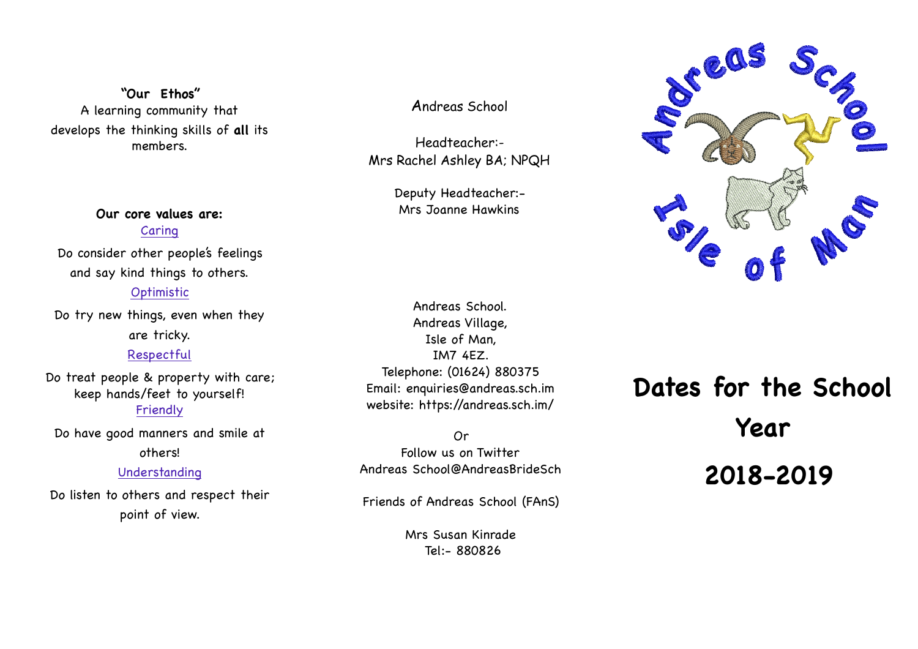**"Our Ethos"**

A learning community that develops the thinking skills of **all** its members.

**Our core values are:**

Caring

Do consider other people's feelings and say kind things to others.

Optimistic

Do try new things, even when they are tricky.

Respectful

Do treat people & property with care; keep hands/feet to yourself!

Friendly

Do have good manners and smile at others!

Understanding

Do listen to others and respect their point of view.

Andreas School

Headteacher:-
Mrs Rachel Ashley BA; NPQH

Deputy Headteacher:-
Mrs Joanne Hawkins

Andreas School.
Andreas Village,
Isle of Man,
IM7 4EZ.
Telephone: (01624) 880375
Email: enquiries@andreas.sch.im
website: https://andreas.sch.im/

Or
Follow us on Twitter
Andreas School@AndreasBrideSch

Friends of Andreas School (FAnS)

Mrs Susan Kinrade
Tel:- 880826

Andreas School Isle of Man

# Dates for the School Year

# 2018-2019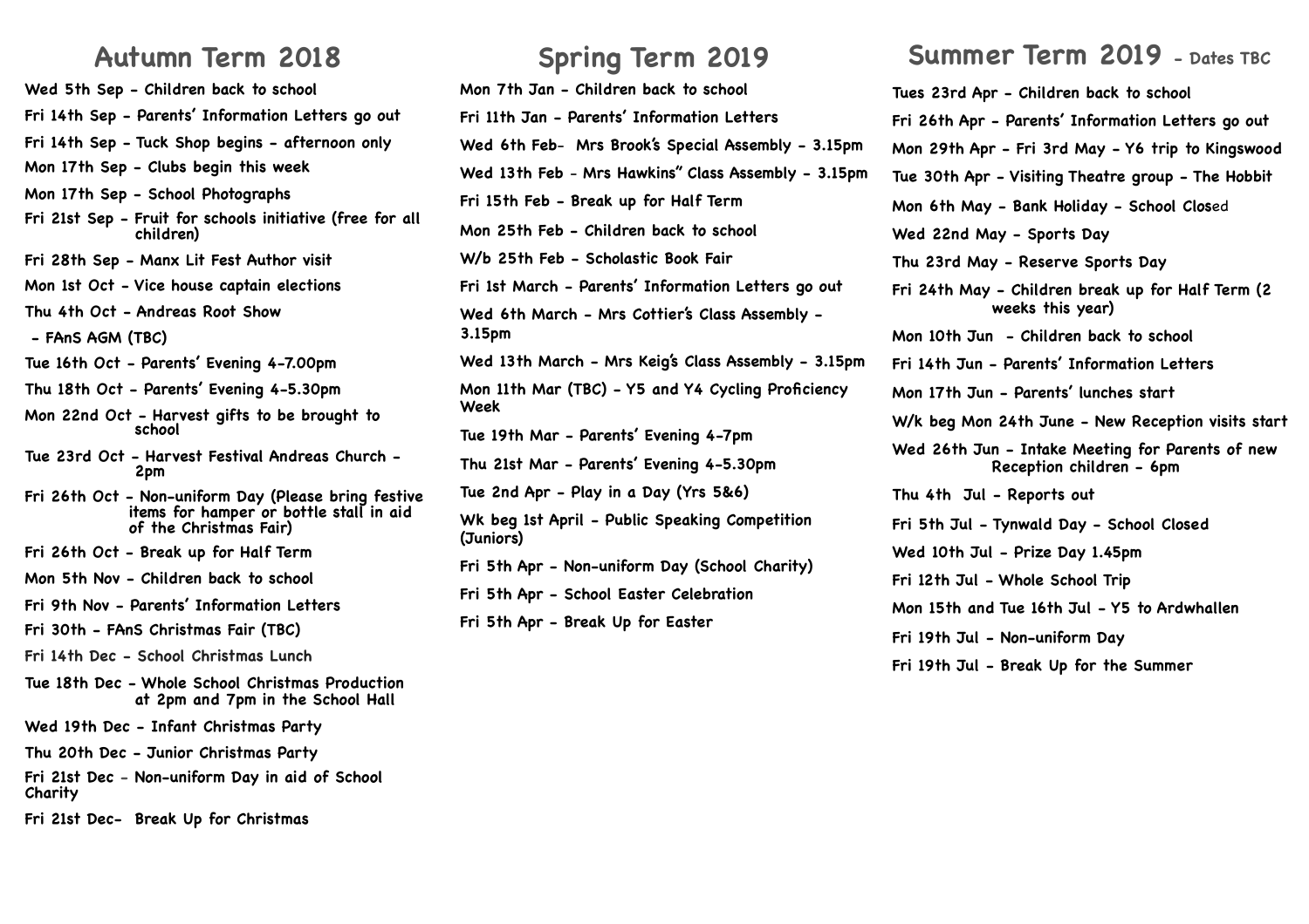## Autumn Term 2018

Wed 5th Sep - Children back to school

Fri 14th Sep - Parents' Information Letters go out

Fri 14th Sep - Tuck Shop begins - afternoon only

Mon 17th Sep - Clubs begin this week

Mon 17th Sep - School Photographs

Fri 21st Sep - Fruit for schools initiative (free for all children)

Fri 28th Sep - Manx Lit Fest Author visit

Mon 1st Oct - Vice house captain elections

Thu 4th Oct - Andreas Root Show

- FAnS AGM (TBC)

Tue 16th Oct - Parents' Evening 4-7.00pm

Thu 18th Oct - Parents' Evening 4-5.30pm

Mon 22nd Oct - Harvest gifts to be brought to school

Tue 23rd Oct - Harvest Festival Andreas Church - 2pm

Fri 26th Oct - Non-uniform Day (Please bring festive items for hamper or bottle stall in aid of the Christmas Fair)

Fri 26th Oct - Break up for Half Term

Mon 5th Nov - Children back to school

Fri 9th Nov - Parents' Information Letters

Fri 30th - FAnS Christmas Fair (TBC)

Fri 14th Dec - School Christmas Lunch

Tue 18th Dec - Whole School Christmas Production at 2pm and 7pm in the School Hall

Wed 19th Dec - Infant Christmas Party

Thu 20th Dec - Junior Christmas Party

Fri 21st Dec - Non-uniform Day in aid of School Charity

Fri 21st Dec- Break Up for Christmas

## Spring Term 2019

Mon 7th Jan - Children back to school

Fri 11th Jan - Parents' Information Letters

Wed 6th Feb- Mrs Brook's Special Assembly - 3.15pm

Wed 13th Feb - Mrs Hawkins" Class Assembly - 3.15pm

Fri 15th Feb - Break up for Half Term

Mon 25th Feb - Children back to school

W/b 25th Feb - Scholastic Book Fair

Fri 1st March - Parents' Information Letters go out

Wed 6th March - Mrs Cottier's Class Assembly - 3.15pm

Wed 13th March - Mrs Keig's Class Assembly - 3.15pm

Mon 11th Mar (TBC) - Y5 and Y4 Cycling Proficiency Week

Tue 19th Mar - Parents' Evening 4-7pm

Thu 21st Mar - Parents' Evening 4-5.30pm

Tue 2nd Apr - Play in a Day (Yrs 5&6)

Wk beg 1st April - Public Speaking Competition (Juniors)

Fri 5th Apr - Non-uniform Day (School Charity)

Fri 5th Apr - School Easter Celebration

Fri 5th Apr - Break Up for Easter

## Summer Term 2019 - Dates TBC

Tues 23rd Apr - Children back to school

Fri 26th Apr - Parents' Information Letters go out

Mon 29th Apr - Fri 3rd May - Y6 trip to Kingswood

Tue 30th Apr - Visiting Theatre group - The Hobbit

Mon 6th May - Bank Holiday - School Closed

Wed 22nd May - Sports Day

Thu 23rd May - Reserve Sports Day

Fri 24th May - Children break up for Half Term (2 weeks this year)

Mon 10th Jun - Children back to school

Fri 14th Jun - Parents' Information Letters

Mon 17th Jun - Parents' lunches start

W/k beg Mon 24th June - New Reception visits start

Wed 26th Jun - Intake Meeting for Parents of new Reception children - 6pm

Thu 4th Jul - Reports out

Fri 5th Jul - Tynwald Day - School Closed

Wed 10th Jul - Prize Day 1.45pm

Fri 12th Jul - Whole School Trip

Mon 15th and Tue 16th Jul - Y5 to Ardwhallen

Fri 19th Jul - Non-uniform Day

Fri 19th Jul - Break Up for the Summer